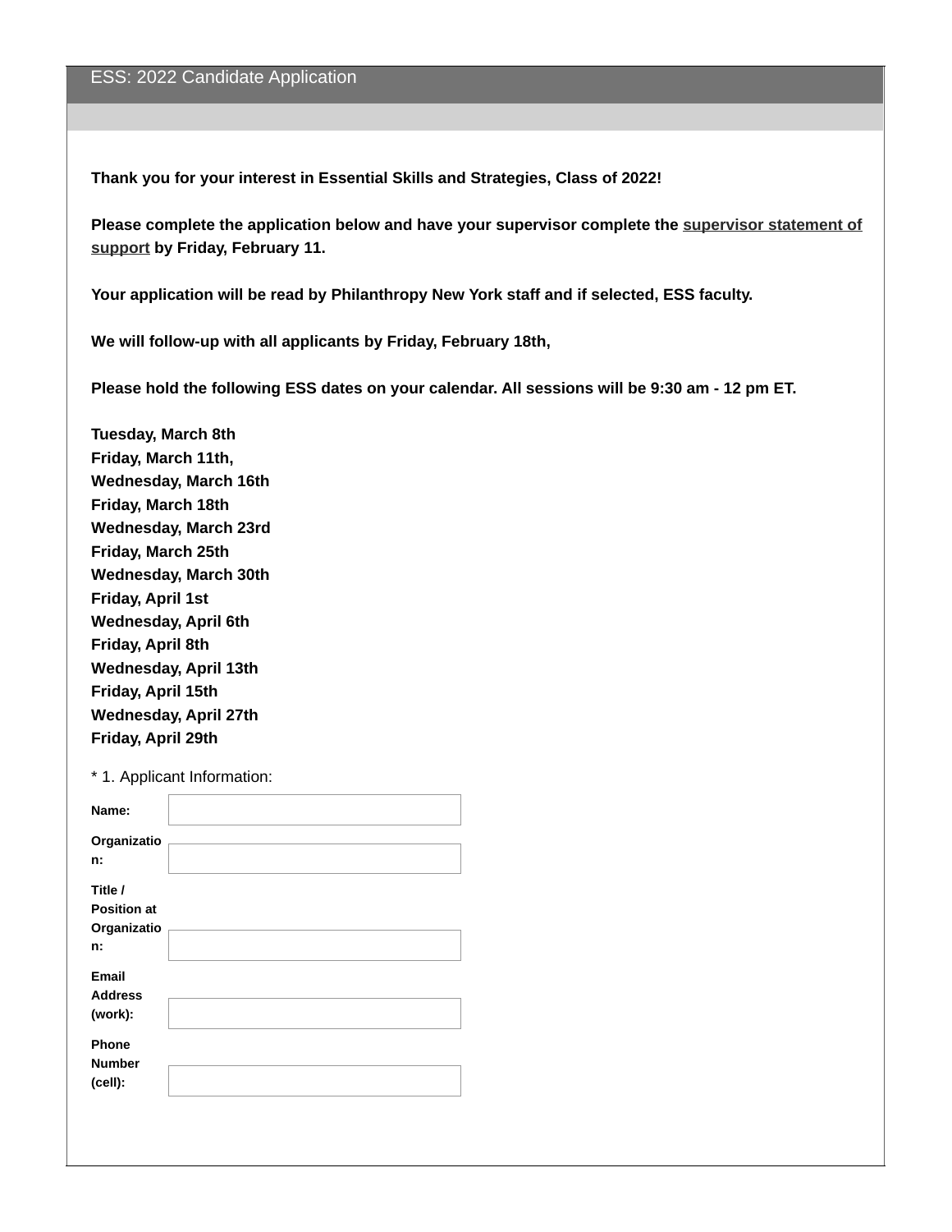# ESS: 2022 Candidate Application

**Thank you for your interest in Essential Skills and Strategies, Class of 2022!**

**Please complete the application below and have your supervisor complete the supervisor statement of support by Friday, February 11.**

**Your application will be read by Philanthropy New York staff and if selected, ESS faculty.**

**We will follow-up with all applicants by Friday, February 18th,**

**Please hold the following ESS dates on your calendar. All sessions will be 9:30 am - 12 pm ET.**

**Tuesday, March 8th**
**Friday, March 11th,**
**Wednesday, March 16th**
**Friday, March 18th**
**Wednesday, March 23rd**
**Friday, March 25th**
**Wednesday, March 30th**
**Friday, April 1st**
**Wednesday, April 6th**
**Friday, April 8th**
**Wednesday, April 13th**
**Friday, April 15th**
**Wednesday, April 27th**
**Friday, April 29th**

\* 1. Applicant Information:

| | |
|---|---|
| **Name:** | |
| **Organization:** | |
| **Title / Position at Organization:** | |
| **Email Address (work):** | |
| **Phone Number (cell):** | |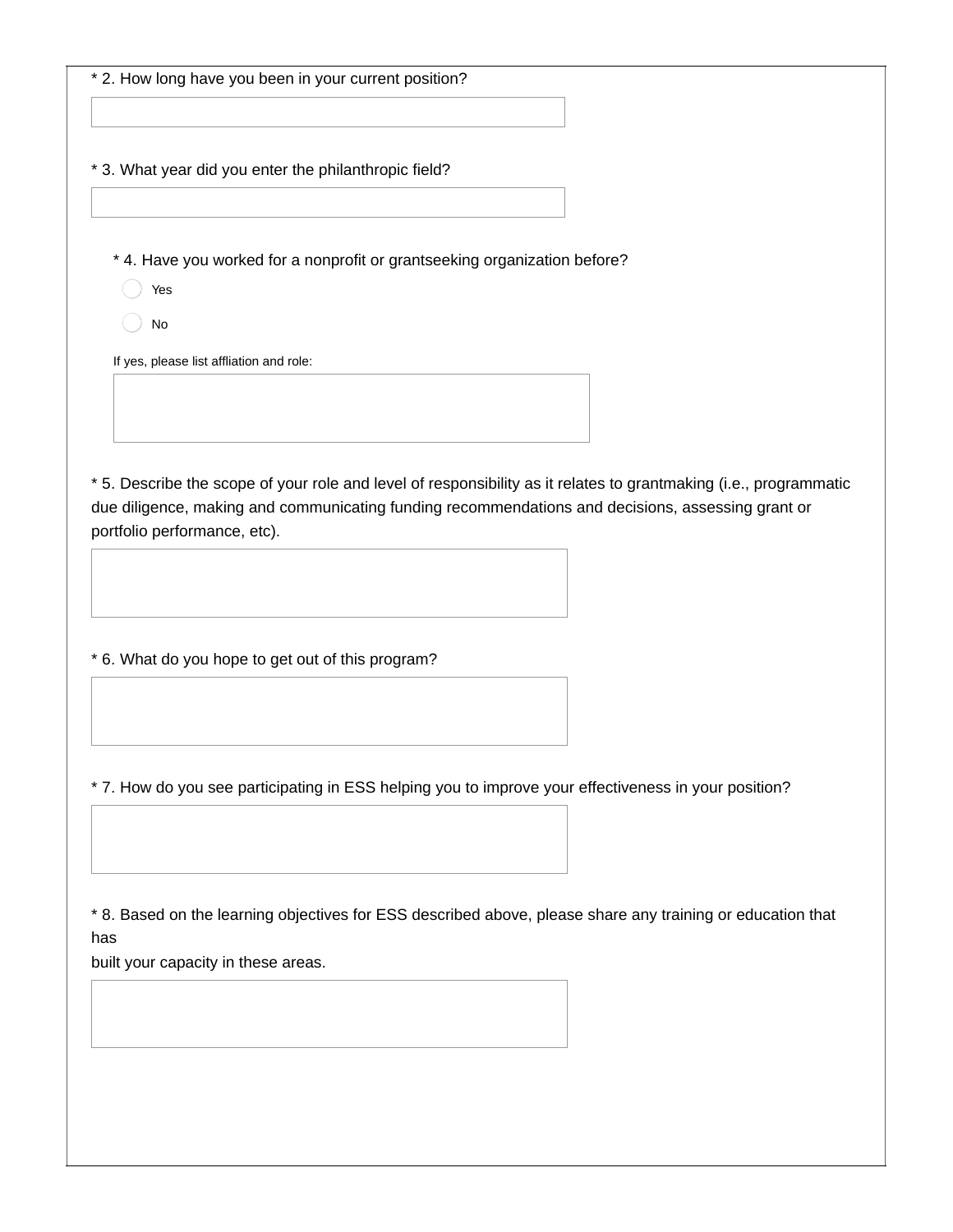* 2. How long have you been in your current position?

* 3. What year did you enter the philanthropic field?

* 4. Have you worked for a nonprofit or grantseeking organization before?

- Yes
- No

If yes, please list affliation and role:

* 5. Describe the scope of your role and level of responsibility as it relates to grantmaking (i.e., programmatic due diligence, making and communicating funding recommendations and decisions, assessing grant or portfolio performance, etc).

* 6. What do you hope to get out of this program?

* 7. How do you see participating in ESS helping you to improve your effectiveness in your position?

* 8. Based on the learning objectives for ESS described above, please share any training or education that has built your capacity in these areas.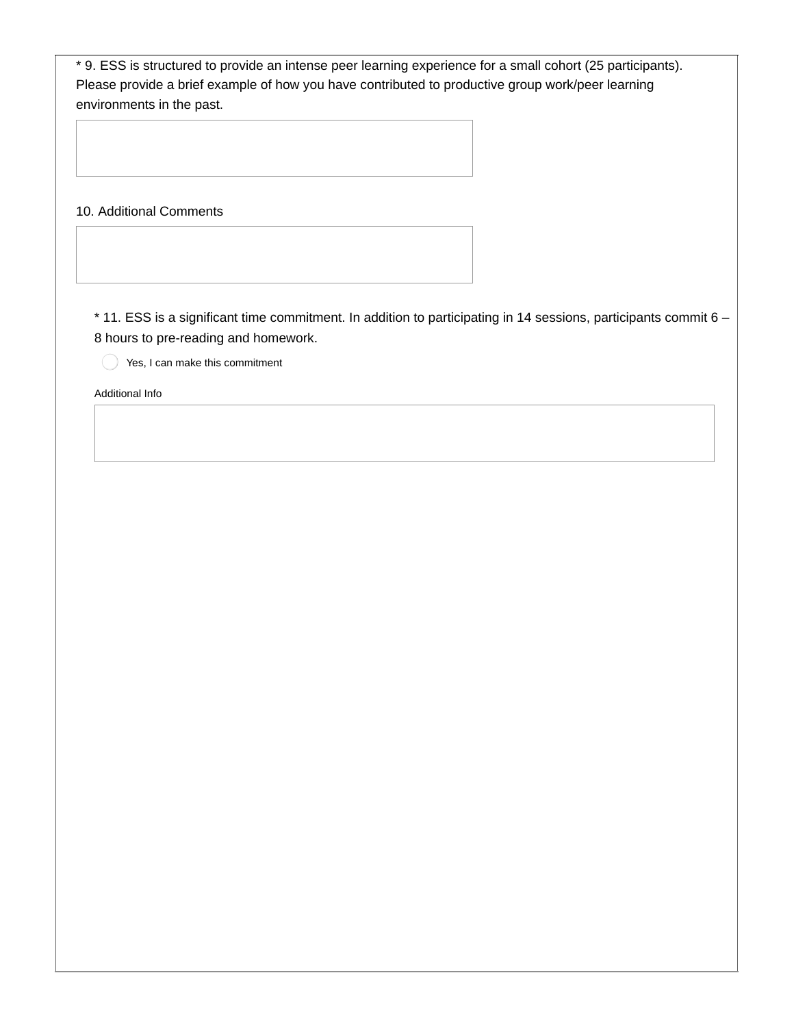* 9. ESS is structured to provide an intense peer learning experience for a small cohort (25 participants). Please provide a brief example of how you have contributed to productive group work/peer learning environments in the past.

10. Additional Comments

* 11. ESS is a significant time commitment. In addition to participating in 14 sessions, participants commit 6 – 8 hours to pre-reading and homework.

- ○ Yes, I can make this commitment

Additional Info